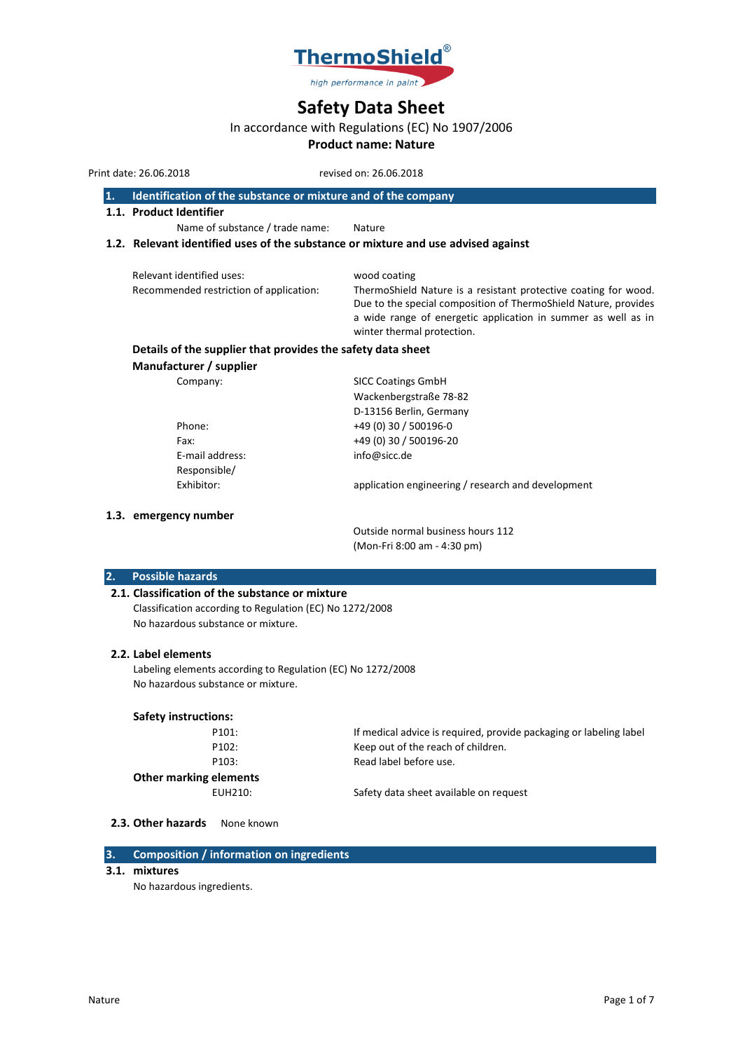ThermoShield®

*high performance in paint*

# Safety Data Sheet

In accordance with Regulations (EC) No 1907/2006

**Product name: Nature**

Print date: 26.06.2018 revised on: 26.06.2018

## 1. Identification of the substance or mixture and of the company

### 1.1. Product Identifier

Name of substance / trade name: Nature

### 1.2. Relevant identified uses of the substance or mixture and use advised against

| | |
|---|---|
| Relevant identified uses: | wood coating |
| Recommended restriction of application: | ThermoShield Nature is a resistant protective coating for wood. Due to the special composition of ThermoShield Nature, provides a wide range of energetic application in summer as well as in winter thermal protection. |

**Details of the supplier that provides the safety data sheet**

**Manufacturer / supplier**

| | |
|---|---|
| Company: | SICC Coatings GmbH<br>Wackenbergstraße 78-82<br>D-13156 Berlin, Germany |
| Phone: | +49 (0) 30 / 500196-0 |
| Fax: | +49 (0) 30 / 500196-20 |
| E-mail address: | info@sicc.de |
| Responsible/<br>Exhibitor: | application engineering / research and development |

### 1.3. emergency number

Outside normal business hours 112
(Mon-Fri 8:00 am - 4:30 pm)

## 2. Possible hazards

### 2.1. Classification of the substance or mixture

Classification according to Regulation (EC) No 1272/2008
No hazardous substance or mixture.

### 2.2. Label elements

Labeling elements according to Regulation (EC) No 1272/2008
No hazardous substance or mixture.

**Safety instructions:**

| | |
|---|---|
| P101: | If medical advice is required, provide packaging or labeling label |
| P102: | Keep out of the reach of children. |
| P103: | Read label before use. |

**Other marking elements**

| | |
|---|---|
| EUH210: | Safety data sheet available on request |

### 2.3. Other hazards

None known

## 3. Composition / information on ingredients

### 3.1. mixtures

No hazardous ingredients.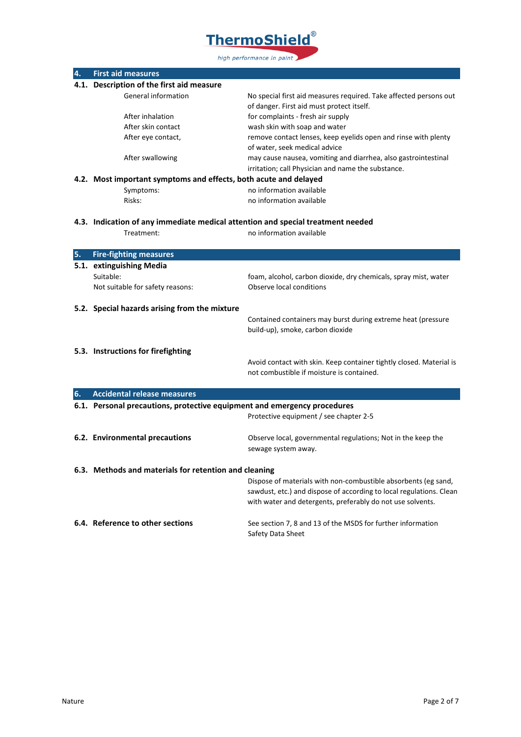## 4. First aid measures

### 4.1. Description of the first aid measure

| | |
|---|---|
| General information | No special first aid measures required. Take affected persons out of danger. First aid must protect itself. |
| After inhalation | for complaints - fresh air supply |
| After skin contact | wash skin with soap and water |
| After eye contact, | remove contact lenses, keep eyelids open and rinse with plenty of water, seek medical advice |
| After swallowing | may cause nausea, vomiting and diarrhea, also gastrointestinal irritation; call Physician and name the substance. |

### 4.2. Most important symptoms and effects, both acute and delayed

| | |
|---|---|
| Symptoms: | no information available |
| Risks: | no information available |

### 4.3. Indication of any immediate medical attention and special treatment needed

| | |
|---|---|
| Treatment: | no information available |

## 5. Fire-fighting measures

### 5.1. extinguishing Media

| | |
|---|---|
| Suitable: | foam, alcohol, carbon dioxide, dry chemicals, spray mist, water |
| Not suitable for safety reasons: | Observe local conditions |

### 5.2. Special hazards arising from the mixture

Contained containers may burst during extreme heat (pressure build-up), smoke, carbon dioxide

### 5.3. Instructions for firefighting

Avoid contact with skin. Keep container tightly closed. Material is not combustible if moisture is contained.

## 6. Accidental release measures

### 6.1. Personal precautions, protective equipment and emergency procedures

Protective equipment / see chapter 2-5

### 6.2. Environmental precautions

Observe local, governmental regulations; Not in the keep the sewage system away.

### 6.3. Methods and materials for retention and cleaning

Dispose of materials with non-combustible absorbents (eg sand, sawdust, etc.) and dispose of according to local regulations. Clean with water and detergents, preferably do not use solvents.

### 6.4. Reference to other sections

See section 7, 8 and 13 of the MSDS for further information Safety Data Sheet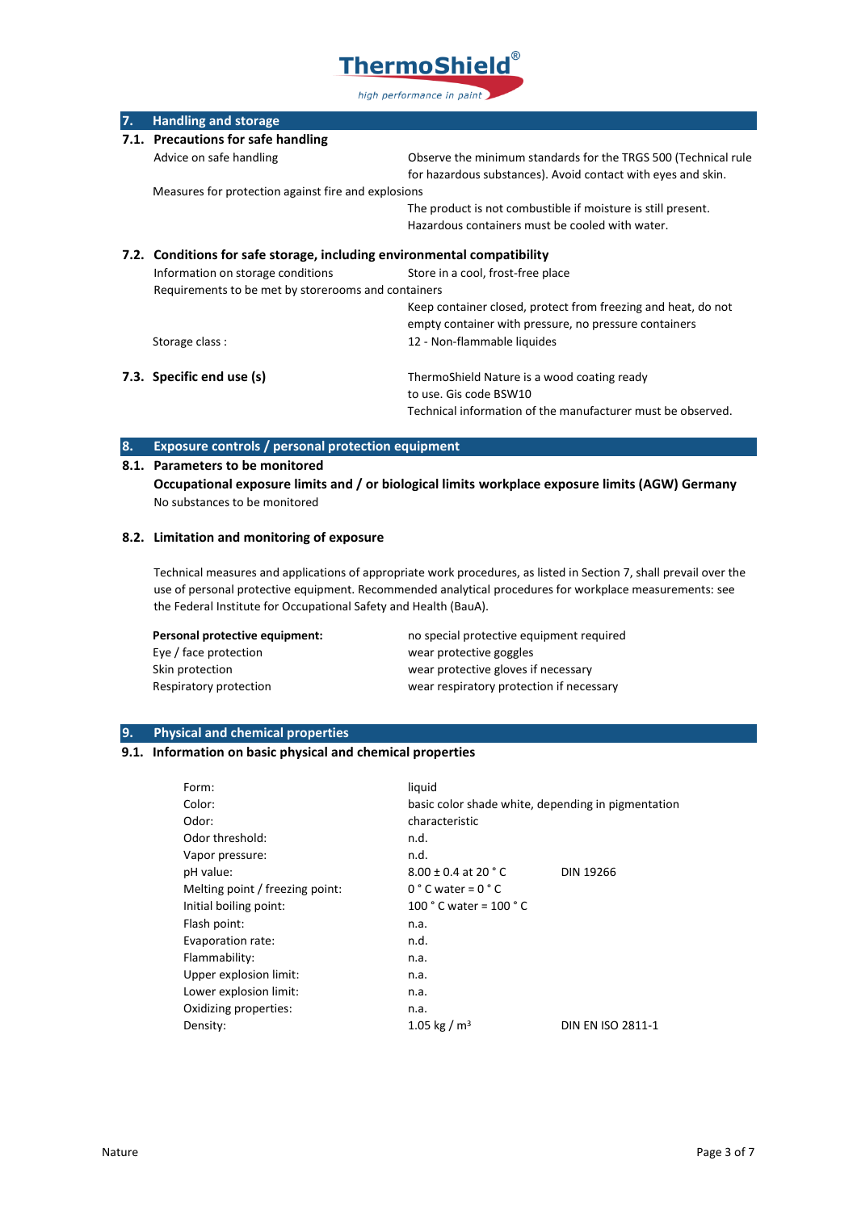## 7. Handling and storage

### 7.1. Precautions for safe handling

| | |
|---|---|
| Advice on safe handling | Observe the minimum standards for the TRGS 500 (Technical rule for hazardous substances). Avoid contact with eyes and skin. |
| Measures for protection against fire and explosions | The product is not combustible if moisture is still present. Hazardous containers must be cooled with water. |

### 7.2. Conditions for safe storage, including environmental compatibility

| | |
|---|---|
| Information on storage conditions | Store in a cool, frost-free place |
| Requirements to be met by storerooms and containers | Keep container closed, protect from freezing and heat, do not empty container with pressure, no pressure containers |
| Storage class : | 12 - Non-flammable liquides |

### 7.3. Specific end use (s)

ThermoShield Nature is a wood coating ready to use. Gis code BSW10
Technical information of the manufacturer must be observed.

## 8. Exposure controls / personal protection equipment

### 8.1. Parameters to be monitored

**Occupational exposure limits and / or biological limits workplace exposure limits (AGW) Germany**

No substances to be monitored

### 8.2. Limitation and monitoring of exposure

Technical measures and applications of appropriate work procedures, as listed in Section 7, shall prevail over the use of personal protective equipment. Recommended analytical procedures for workplace measurements: see the Federal Institute for Occupational Safety and Health (BauA).

| | |
|---|---|
| **Personal protective equipment:** | no special protective equipment required |
| Eye / face protection | wear protective goggles |
| Skin protection | wear protective gloves if necessary |
| Respiratory protection | wear respiratory protection if necessary |

## 9. Physical and chemical properties

### 9.1. Information on basic physical and chemical properties

| | | |
|---|---|---|
| Form: | liquid | |
| Color: | basic color shade white, depending in pigmentation | |
| Odor: | characteristic | |
| Odor threshold: | n.d. | |
| Vapor pressure: | n.d. | |
| pH value: | 8.00 ± 0.4 at 20 ° C | DIN 19266 |
| Melting point / freezing point: | 0 ° C water = 0 ° C | |
| Initial boiling point: | 100 ° C water = 100 ° C | |
| Flash point: | n.a. | |
| Evaporation rate: | n.d. | |
| Flammability: | n.a. | |
| Upper explosion limit: | n.a. | |
| Lower explosion limit: | n.a. | |
| Oxidizing properties: | n.a. | |
| Density: | 1.05 kg / $m^3$ | DIN EN ISO 2811-1 |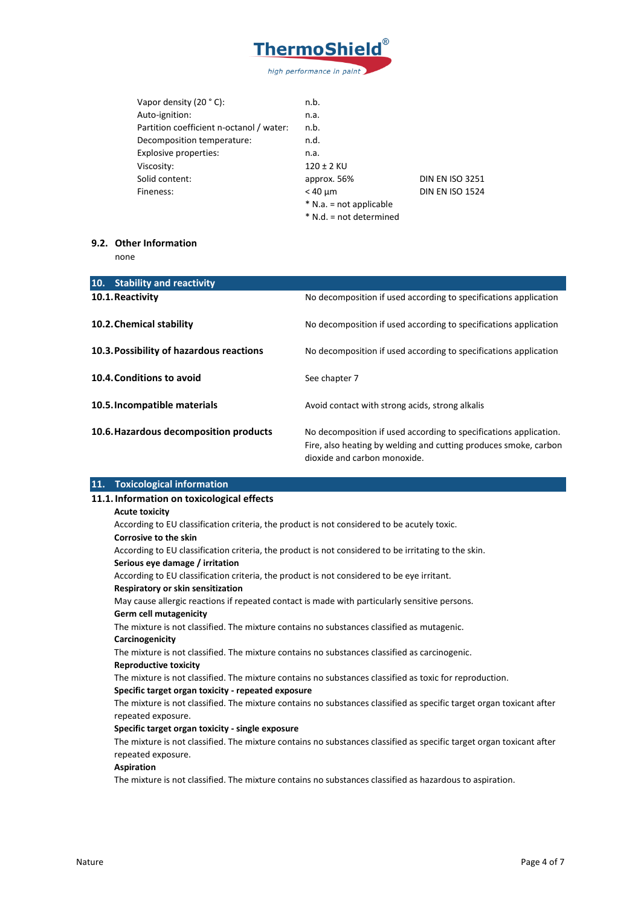| | | |
|---|---|---|
| Vapor density (20 ° C): | n.b. | |
| Auto-ignition: | n.a. | |
| Partition coefficient n-octanol / water: | n.b. | |
| Decomposition temperature: | n.d. | |
| Explosive properties: | n.a. | |
| Viscosity: | 120 ± 2 KU | |
| Solid content: | approx. 56% | DIN EN ISO 3251 |
| Fineness: | < 40 µm | DIN EN ISO 1524 |
| | * N.a. = not applicable | |
| | * N.d. = not determined | |

### 9.2. Other Information

none

## 10. Stability and reactivity

| | |
|---|---|
| **10.1. Reactivity** | No decomposition if used according to specifications application |
| **10.2. Chemical stability** | No decomposition if used according to specifications application |
| **10.3. Possibility of hazardous reactions** | No decomposition if used according to specifications application |
| **10.4. Conditions to avoid** | See chapter 7 |
| **10.5. Incompatible materials** | Avoid contact with strong acids, strong alkalis |
| **10.6. Hazardous decomposition products** | No decomposition if used according to specifications application. Fire, also heating by welding and cutting produces smoke, carbon dioxide and carbon monoxide. |

## 11. Toxicological information

### 11.1. Information on toxicological effects

**Acute toxicity**

According to EU classification criteria, the product is not considered to be acutely toxic.

**Corrosive to the skin**

According to EU classification criteria, the product is not considered to be irritating to the skin.

**Serious eye damage / irritation**

According to EU classification criteria, the product is not considered to be eye irritant.

**Respiratory or skin sensitization**

May cause allergic reactions if repeated contact is made with particularly sensitive persons.

**Germ cell mutagenicity**

The mixture is not classified. The mixture contains no substances classified as mutagenic.

**Carcinogenicity**

The mixture is not classified. The mixture contains no substances classified as carcinogenic.

**Reproductive toxicity**

The mixture is not classified. The mixture contains no substances classified as toxic for reproduction.

**Specific target organ toxicity - repeated exposure**

The mixture is not classified. The mixture contains no substances classified as specific target organ toxicant after repeated exposure.

**Specific target organ toxicity - single exposure**

The mixture is not classified. The mixture contains no substances classified as specific target organ toxicant after repeated exposure.

**Aspiration**

The mixture is not classified. The mixture contains no substances classified as hazardous to aspiration.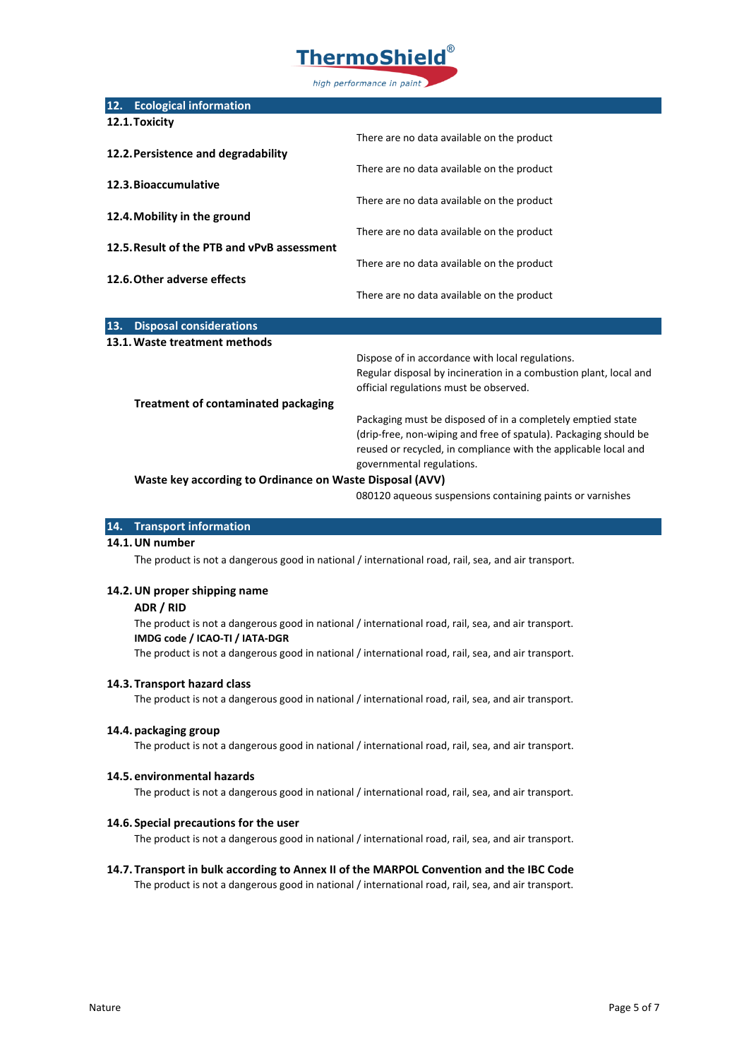## 12. Ecological information

### 12.1. Toxicity

There are no data available on the product

### 12.2. Persistence and degradability

There are no data available on the product

### 12.3. Bioaccumulative

There are no data available on the product

### 12.4. Mobility in the ground

There are no data available on the product

### 12.5. Result of the PTB and vPvB assessment

There are no data available on the product

### 12.6. Other adverse effects

There are no data available on the product

## 13. Disposal considerations

### 13.1. Waste treatment methods

Dispose of in accordance with local regulations.
Regular disposal by incineration in a combustion plant, local and official regulations must be observed.

**Treatment of contaminated packaging**

Packaging must be disposed of in a completely emptied state (drip-free, non-wiping and free of spatula). Packaging should be reused or recycled, in compliance with the applicable local and governmental regulations.

**Waste key according to Ordinance on Waste Disposal (AVV)**

080120 aqueous suspensions containing paints or varnishes

## 14. Transport information

### 14.1. UN number

The product is not a dangerous good in national / international road, rail, sea, and air transport.

### 14.2. UN proper shipping name

**ADR / RID**

The product is not a dangerous good in national / international road, rail, sea, and air transport.

**IMDG code / ICAO-TI / IATA-DGR**

The product is not a dangerous good in national / international road, rail, sea, and air transport.

### 14.3. Transport hazard class

The product is not a dangerous good in national / international road, rail, sea, and air transport.

### 14.4. packaging group

The product is not a dangerous good in national / international road, rail, sea, and air transport.

### 14.5. environmental hazards

The product is not a dangerous good in national / international road, rail, sea, and air transport.

### 14.6. Special precautions for the user

The product is not a dangerous good in national / international road, rail, sea, and air transport.

### 14.7. Transport in bulk according to Annex II of the MARPOL Convention and the IBC Code

The product is not a dangerous good in national / international road, rail, sea, and air transport.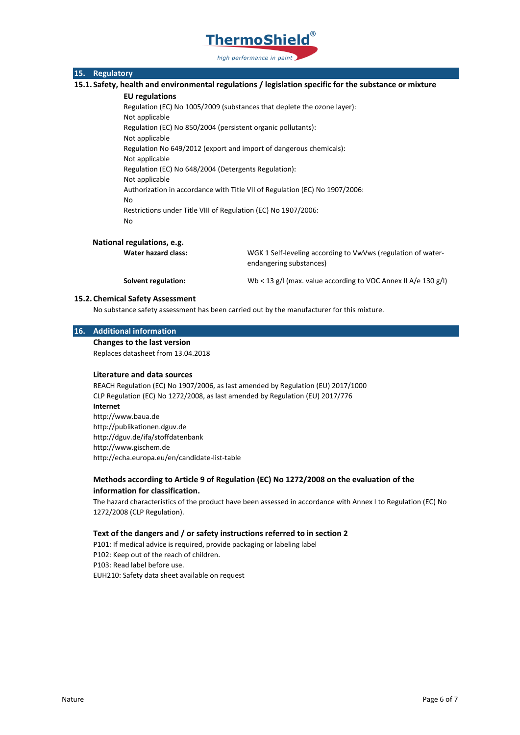## 15. Regulatory

### 15.1. Safety, health and environmental regulations / legislation specific for the substance or mixture

**EU regulations**

Regulation (EC) No 1005/2009 (substances that deplete the ozone layer):
Not applicable

Regulation (EC) No 850/2004 (persistent organic pollutants):
Not applicable

Regulation No 649/2012 (export and import of dangerous chemicals):
Not applicable

Regulation (EC) No 648/2004 (Detergents Regulation):
Not applicable

Authorization in accordance with Title VII of Regulation (EC) No 1907/2006:
No

Restrictions under Title VIII of Regulation (EC) No 1907/2006:
No

**National regulations, e.g.**

| | |
|---|---|
| **Water hazard class:** | WGK 1 Self-leveling according to VwVws (regulation of water-endangering substances) |
| **Solvent regulation:** | Wb < 13 g/l (max. value according to VOC Annex II A/e 130 g/l) |

### 15.2. Chemical Safety Assessment

No substance safety assessment has been carried out by the manufacturer for this mixture.

## 16. Additional information

**Changes to the last version**

Replaces datasheet from 13.04.2018

**Literature and data sources**

REACH Regulation (EC) No 1907/2006, as last amended by Regulation (EU) 2017/1000
CLP Regulation (EC) No 1272/2008, as last amended by Regulation (EU) 2017/776

**Internet**

http://www.baua.de
http://publikationen.dguv.de
http://dguv.de/ifa/stoffdatenbank
http://www.gischem.de
http://echa.europa.eu/en/candidate-list-table

**Methods according to Article 9 of Regulation (EC) No 1272/2008 on the evaluation of the information for classification.**

The hazard characteristics of the product have been assessed in accordance with Annex I to Regulation (EC) No 1272/2008 (CLP Regulation).

**Text of the dangers and / or safety instructions referred to in section 2**

P101: If medical advice is required, provide packaging or labeling label
P102: Keep out of the reach of children.
P103: Read label before use.
EUH210: Safety data sheet available on request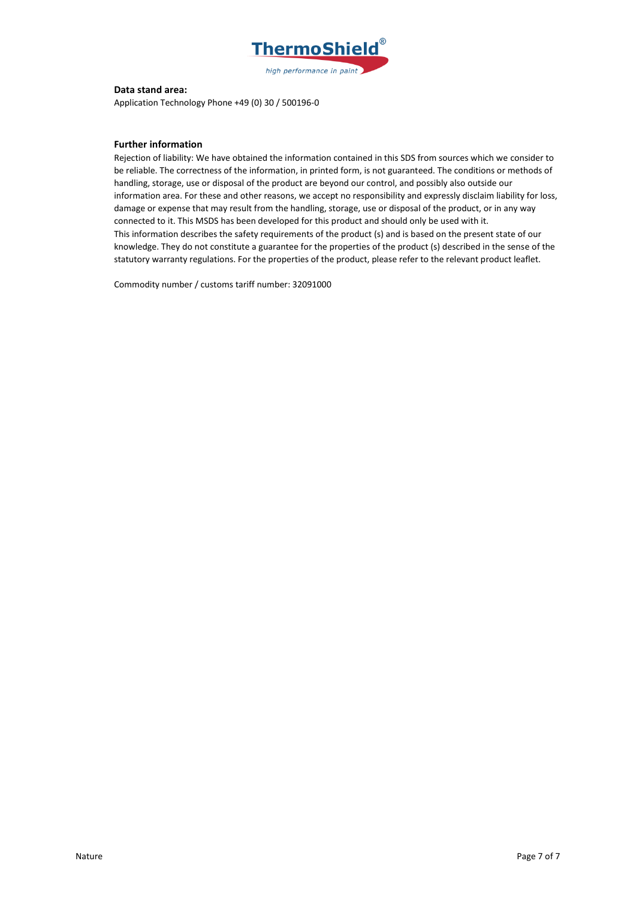**Data stand area:**

Application Technology Phone +49 (0) 30 / 500196-0

**Further information**

Rejection of liability: We have obtained the information contained in this SDS from sources which we consider to be reliable. The correctness of the information, in printed form, is not guaranteed. The conditions or methods of handling, storage, use or disposal of the product are beyond our control, and possibly also outside our information area. For these and other reasons, we accept no responsibility and expressly disclaim liability for loss, damage or expense that may result from the handling, storage, use or disposal of the product, or in any way connected to it. This MSDS has been developed for this product and should only be used with it.
This information describes the safety requirements of the product (s) and is based on the present state of our knowledge. They do not constitute a guarantee for the properties of the product (s) described in the sense of the statutory warranty regulations. For the properties of the product, please refer to the relevant product leaflet.

Commodity number / customs tariff number: 32091000